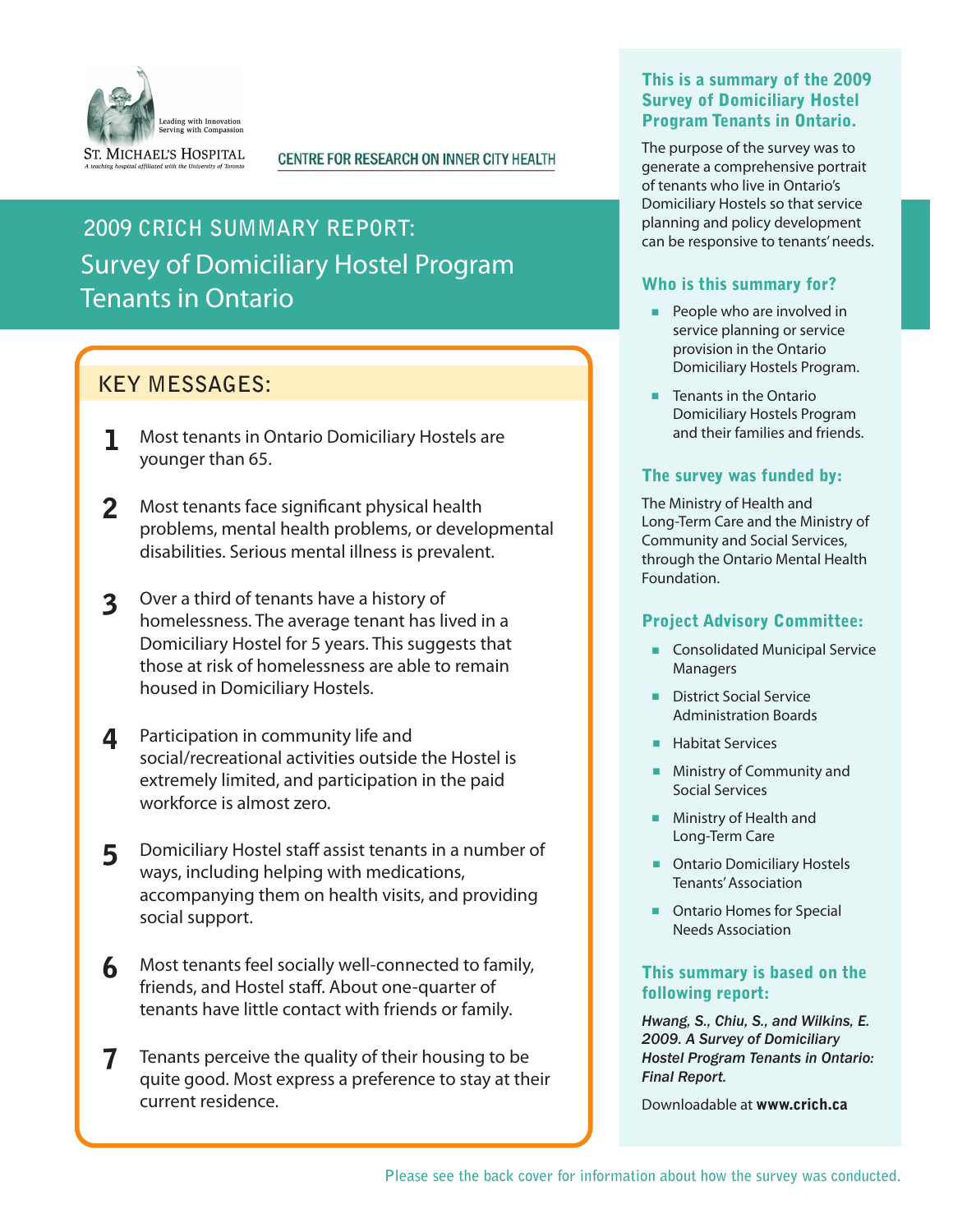St. Michael's Hospital

Leading with Innovation
Serving with Compassion

A teaching hospital affiliated with the University of Toronto

CENTRE FOR RESEARCH ON INNER CITY HEALTH

# 2009 CRICH SUMMARY REPORT: Survey of Domiciliary Hostel Program Tenants in Ontario

## KEY MESSAGES:

1. Most tenants in Ontario Domiciliary Hostels are younger than 65.
2. Most tenants face significant physical health problems, mental health problems, or developmental disabilities. Serious mental illness is prevalent.
3. Over a third of tenants have a history of homelessness. The average tenant has lived in a Domiciliary Hostel for 5 years. This suggests that those at risk of homelessness are able to remain housed in Domiciliary Hostels.
4. Participation in community life and social/recreational activities outside the Hostel is extremely limited, and participation in the paid workforce is almost zero.
5. Domiciliary Hostel staff assist tenants in a number of ways, including helping with medications, accompanying them on health visits, and providing social support.
6. Most tenants feel socially well-connected to family, friends, and Hostel staff. About one-quarter of tenants have little contact with friends or family.
7. Tenants perceive the quality of their housing to be quite good. Most express a preference to stay at their current residence.

### This is a summary of the 2009 Survey of Domiciliary Hostel Program Tenants in Ontario.

The purpose of the survey was to generate a comprehensive portrait of tenants who live in Ontario's Domiciliary Hostels so that service planning and policy development can be responsive to tenants' needs.

### Who is this summary for?

- People who are involved in service planning or service provision in the Ontario Domiciliary Hostels Program.
- Tenants in the Ontario Domiciliary Hostels Program and their families and friends.

### The survey was funded by:

The Ministry of Health and Long-Term Care and the Ministry of Community and Social Services, through the Ontario Mental Health Foundation.

### Project Advisory Committee:

- Consolidated Municipal Service Managers
- District Social Service Administration Boards
- Habitat Services
- Ministry of Community and Social Services
- Ministry of Health and Long-Term Care
- Ontario Domiciliary Hostels Tenants' Association
- Ontario Homes for Special Needs Association

### This summary is based on the following report:

***Hwang, S., Chiu, S., and Wilkins, E. 2009. A Survey of Domiciliary Hostel Program Tenants in Ontario: Final Report.***

Downloadable at **www.crich.ca**

Please see the back cover for information about how the survey was conducted.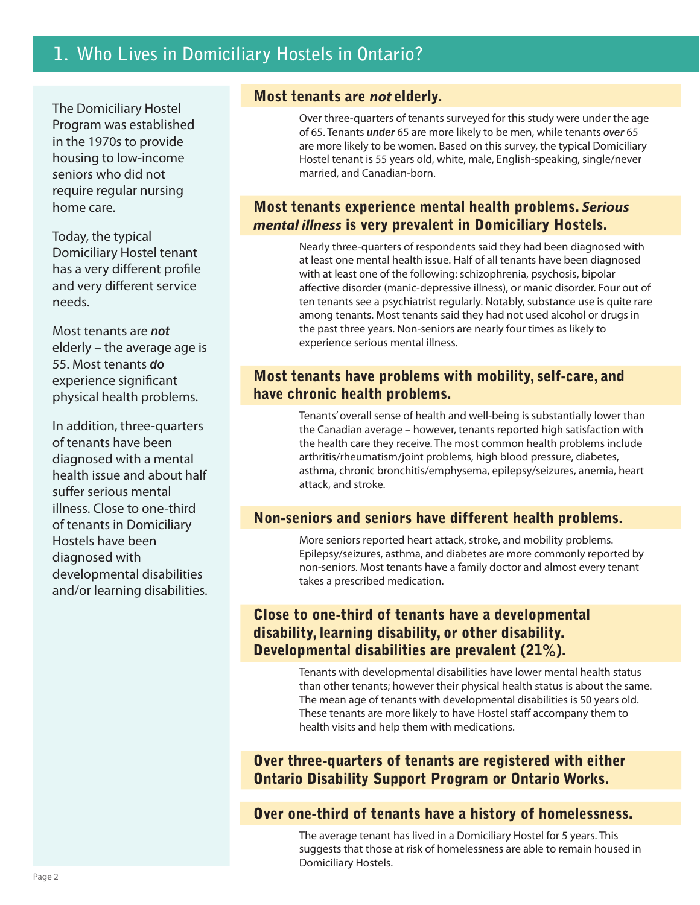# 1. Who Lives in Domiciliary Hostels in Ontario?

The Domiciliary Hostel Program was established in the 1970s to provide housing to low-income seniors who did not require regular nursing home care.

Today, the typical Domiciliary Hostel tenant has a very different profile and very different service needs.

Most tenants are ***not*** elderly – the average age is 55. Most tenants ***do*** experience significant physical health problems.

In addition, three-quarters of tenants have been diagnosed with a mental health issue and about half suffer serious mental illness. Close to one-third of tenants in Domiciliary Hostels have been diagnosed with developmental disabilities and/or learning disabilities.

## Most tenants are *not* elderly.

Over three-quarters of tenants surveyed for this study were under the age of 65. Tenants ***under*** 65 are more likely to be men, while tenants ***over*** 65 are more likely to be women. Based on this survey, the typical Domiciliary Hostel tenant is 55 years old, white, male, English-speaking, single/never married, and Canadian-born.

## Most tenants experience mental health problems. *Serious mental illness* is very prevalent in Domiciliary Hostels.

Nearly three-quarters of respondents said they had been diagnosed with at least one mental health issue. Half of all tenants have been diagnosed with at least one of the following: schizophrenia, psychosis, bipolar affective disorder (manic-depressive illness), or manic disorder. Four out of ten tenants see a psychiatrist regularly. Notably, substance use is quite rare among tenants. Most tenants said they had not used alcohol or drugs in the past three years. Non-seniors are nearly four times as likely to experience serious mental illness.

## Most tenants have problems with mobility, self-care, and have chronic health problems.

Tenants' overall sense of health and well-being is substantially lower than the Canadian average – however, tenants reported high satisfaction with the health care they receive. The most common health problems include arthritis/rheumatism/joint problems, high blood pressure, diabetes, asthma, chronic bronchitis/emphysema, epilepsy/seizures, anemia, heart attack, and stroke.

## Non-seniors and seniors have different health problems.

More seniors reported heart attack, stroke, and mobility problems. Epilepsy/seizures, asthma, and diabetes are more commonly reported by non-seniors. Most tenants have a family doctor and almost every tenant takes a prescribed medication.

## Close to one-third of tenants have a developmental disability, learning disability, or other disability. Developmental disabilities are prevalent (21%).

Tenants with developmental disabilities have lower mental health status than other tenants; however their physical health status is about the same. The mean age of tenants with developmental disabilities is 50 years old. These tenants are more likely to have Hostel staff accompany them to health visits and help them with medications.

## Over three-quarters of tenants are registered with either Ontario Disability Support Program or Ontario Works.

## Over one-third of tenants have a history of homelessness.

The average tenant has lived in a Domiciliary Hostel for 5 years. This suggests that those at risk of homelessness are able to remain housed in Domiciliary Hostels.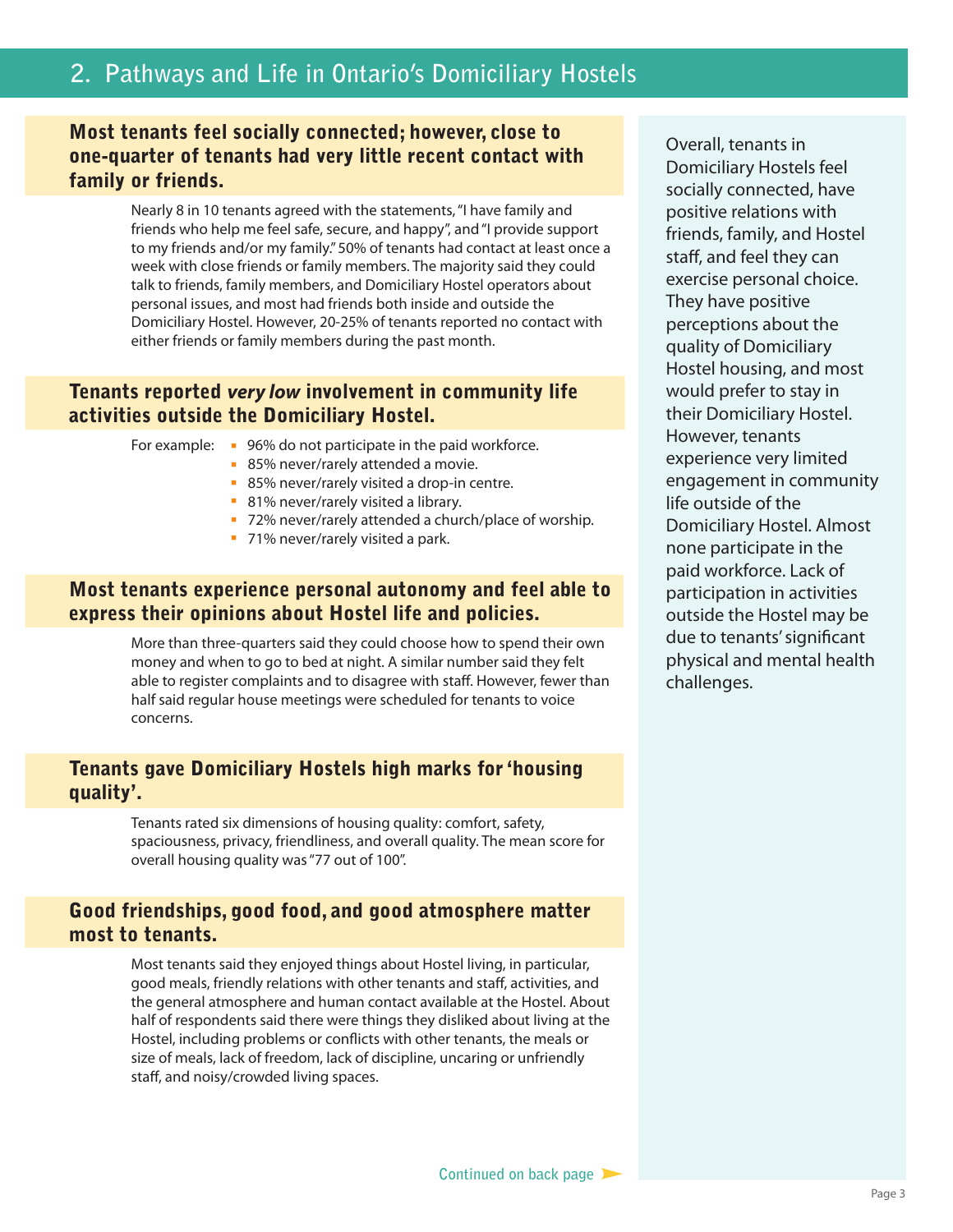## 2. Pathways and Life in Ontario's Domiciliary Hostels

### Most tenants feel socially connected; however, close to one-quarter of tenants had very little recent contact with family or friends.

Nearly 8 in 10 tenants agreed with the statements, "I have family and friends who help me feel safe, secure, and happy", and "I provide support to my friends and/or my family." 50% of tenants had contact at least once a week with close friends or family members. The majority said they could talk to friends, family members, and Domiciliary Hostel operators about personal issues, and most had friends both inside and outside the Domiciliary Hostel. However, 20-25% of tenants reported no contact with either friends or family members during the past month.

### Tenants reported *very low* involvement in community life activities outside the Domiciliary Hostel.

For example:

- 96% do not participate in the paid workforce.
- 85% never/rarely attended a movie.
- 85% never/rarely visited a drop-in centre.
- 81% never/rarely visited a library.
- 72% never/rarely attended a church/place of worship.
- 71% never/rarely visited a park.

### Most tenants experience personal autonomy and feel able to express their opinions about Hostel life and policies.

More than three-quarters said they could choose how to spend their own money and when to go to bed at night. A similar number said they felt able to register complaints and to disagree with staff. However, fewer than half said regular house meetings were scheduled for tenants to voice concerns.

### Tenants gave Domiciliary Hostels high marks for 'housing quality'.

Tenants rated six dimensions of housing quality: comfort, safety, spaciousness, privacy, friendliness, and overall quality. The mean score for overall housing quality was "77 out of 100".

### Good friendships, good food, and good atmosphere matter most to tenants.

Most tenants said they enjoyed things about Hostel living, in particular, good meals, friendly relations with other tenants and staff, activities, and the general atmosphere and human contact available at the Hostel. About half of respondents said there were things they disliked about living at the Hostel, including problems or conflicts with other tenants, the meals or size of meals, lack of freedom, lack of discipline, uncaring or unfriendly staff, and noisy/crowded living spaces.

Continued on back page

Overall, tenants in Domiciliary Hostels feel socially connected, have positive relations with friends, family, and Hostel staff, and feel they can exercise personal choice. They have positive perceptions about the quality of Domiciliary Hostel housing, and most would prefer to stay in their Domiciliary Hostel. However, tenants experience very limited engagement in community life outside of the Domiciliary Hostel. Almost none participate in the paid workforce. Lack of participation in activities outside the Hostel may be due to tenants' significant physical and mental health challenges.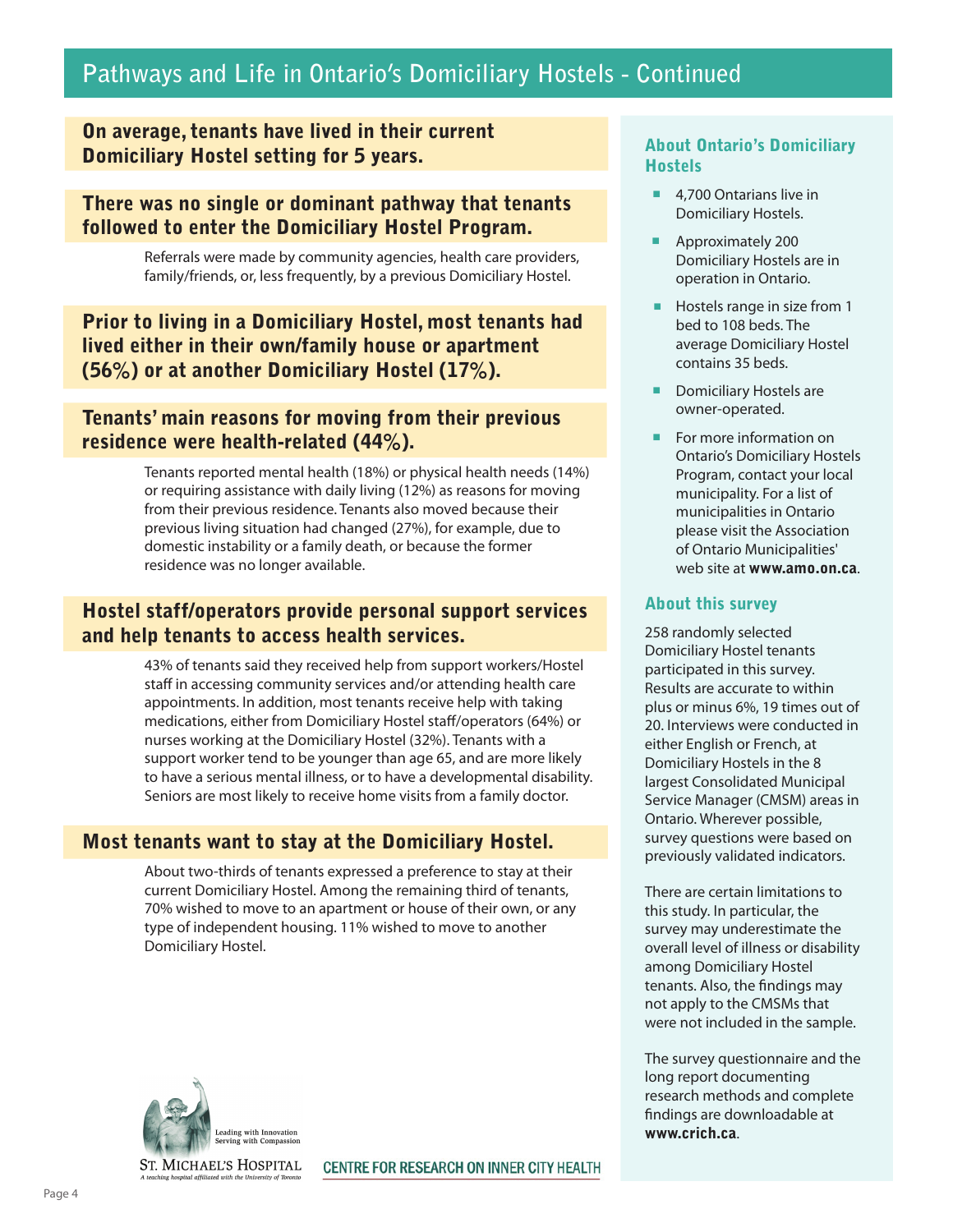# Pathways and Life in Ontario's Domiciliary Hostels - Continued

## On average, tenants have lived in their current Domiciliary Hostel setting for 5 years.

## There was no single or dominant pathway that tenants followed to enter the Domiciliary Hostel Program.

Referrals were made by community agencies, health care providers, family/friends, or, less frequently, by a previous Domiciliary Hostel.

## Prior to living in a Domiciliary Hostel, most tenants had lived either in their own/family house or apartment (56%) or at another Domiciliary Hostel (17%).

## Tenants' main reasons for moving from their previous residence were health-related (44%).

Tenants reported mental health (18%) or physical health needs (14%) or requiring assistance with daily living (12%) as reasons for moving from their previous residence. Tenants also moved because their previous living situation had changed (27%), for example, due to domestic instability or a family death, or because the former residence was no longer available.

## Hostel staff/operators provide personal support services and help tenants to access health services.

43% of tenants said they received help from support workers/Hostel staff in accessing community services and/or attending health care appointments. In addition, most tenants receive help with taking medications, either from Domiciliary Hostel staff/operators (64%) or nurses working at the Domiciliary Hostel (32%). Tenants with a support worker tend to be younger than age 65, and are more likely to have a serious mental illness, or to have a developmental disability. Seniors are most likely to receive home visits from a family doctor.

## Most tenants want to stay at the Domiciliary Hostel.

About two-thirds of tenants expressed a preference to stay at their current Domiciliary Hostel. Among the remaining third of tenants, 70% wished to move to an apartment or house of their own, or any type of independent housing. 11% wished to move to another Domiciliary Hostel.

### About Ontario's Domiciliary Hostels

- 4,700 Ontarians live in Domiciliary Hostels.
- Approximately 200 Domiciliary Hostels are in operation in Ontario.
- Hostels range in size from 1 bed to 108 beds. The average Domiciliary Hostel contains 35 beds.
- Domiciliary Hostels are owner-operated.
- For more information on Ontario's Domiciliary Hostels Program, contact your local municipality. For a list of municipalities in Ontario please visit the Association of Ontario Municipalities' web site at **www.amo.on.ca**.

### About this survey

258 randomly selected Domiciliary Hostel tenants participated in this survey. Results are accurate to within plus or minus 6%, 19 times out of 20. Interviews were conducted in either English or French, at Domiciliary Hostels in the 8 largest Consolidated Municipal Service Manager (CMSM) areas in Ontario. Wherever possible, survey questions were based on previously validated indicators.

There are certain limitations to this study. In particular, the survey may underestimate the overall level of illness or disability among Domiciliary Hostel tenants. Also, the findings may not apply to the CMSMs that were not included in the sample.

The survey questionnaire and the long report documenting research methods and complete findings are downloadable at **www.crich.ca**.

Leading with Innovation
Serving with Compassion

St. Michael's Hospital
A teaching hospital affiliated with the University of Toronto

CENTRE FOR RESEARCH ON INNER CITY HEALTH